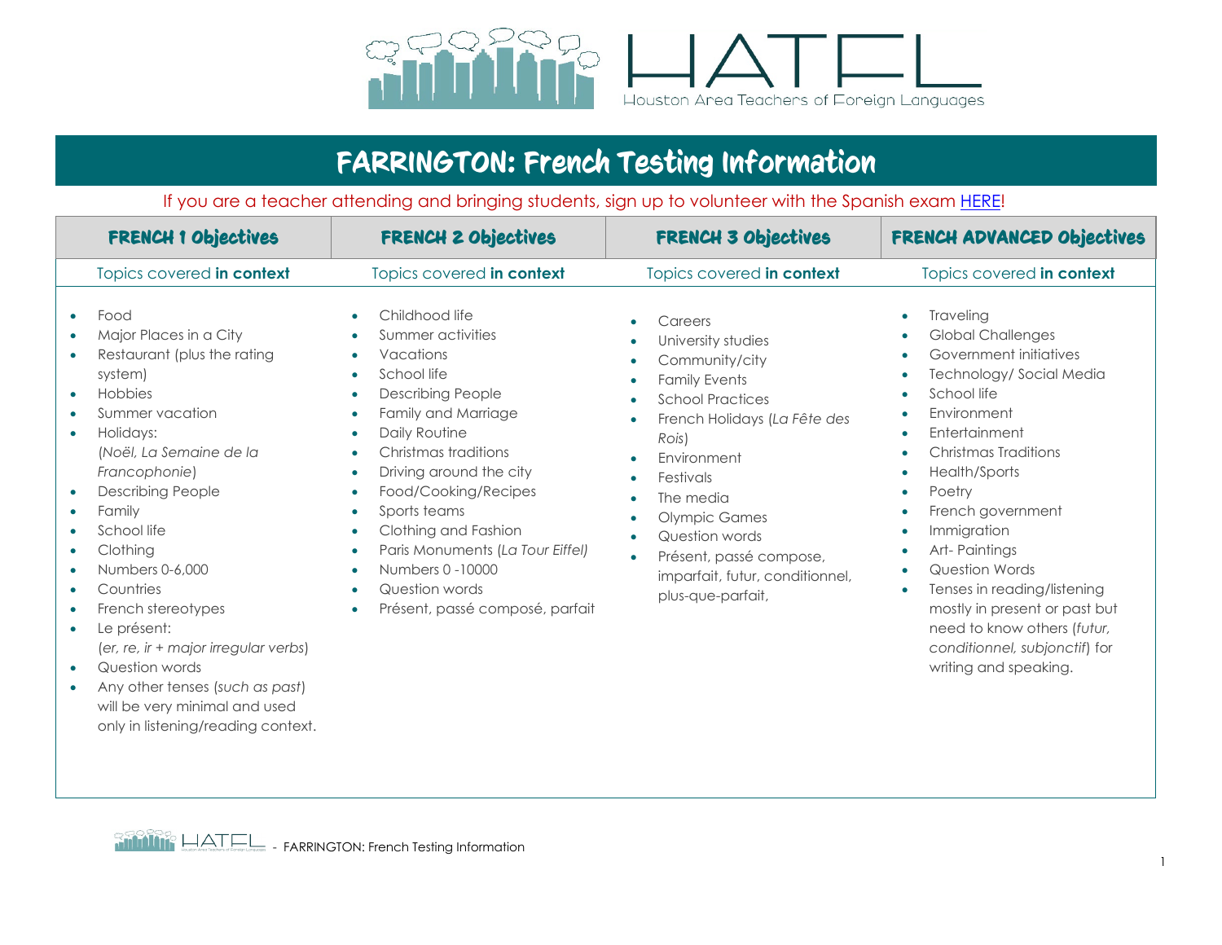HATFL

Houston Area Teachers of Foreign Languages

# FARRINGTON: French Testing Information

If you are a teacher attending and bringing students, sign up to volunteer with the Spanish exam HERE!

| FRENCH 1 Objectives | FRENCH 2 Objectives | FRENCH 3 Objectives | FRENCH ADVANCED Objectives |
|---|---|---|---|
| Topics covered **in context** | Topics covered **in context** | Topics covered **in context** | Topics covered **in context** |
| • Food<br>• Major Places in a City<br>• Restaurant (plus the rating system)<br>• Hobbies<br>• Summer vacation<br>• Holidays: (*Noël, La Semaine de la Francophonie*)<br>• Describing People<br>• Family<br>• School life<br>• Clothing<br>• Numbers 0-6,000<br>• Countries<br>• French stereotypes<br>• Le présent: (*er, re, ir + major irregular verbs*)<br>• Question words<br>• Any other tenses (*such as past*) will be very minimal and used only in listening/reading context. | • Childhood life<br>• Summer activities<br>• Vacations<br>• School life<br>• Describing People<br>• Family and Marriage<br>• Daily Routine<br>• Christmas traditions<br>• Driving around the city<br>• Food/Cooking/Recipes<br>• Sports teams<br>• Clothing and Fashion<br>• Paris Monuments (*La Tour Eiffel)*<br>• Numbers 0 -10000<br>• Question words<br>• Présent, passé composé, parfait | • Careers<br>• University studies<br>• Community/city<br>• Family Events<br>• School Practices<br>• French Holidays (*La Fête des Rois*)<br>• Environment<br>• Festivals<br>• The media<br>• Olympic Games<br>• Question words<br>• Présent, passé compose, imparfait, futur, conditionnel, plus-que-parfait, | • Traveling<br>• Global Challenges<br>• Government initiatives<br>• Technology/ Social Media<br>• School life<br>• Environment<br>• Entertainment<br>• Christmas Traditions<br>• Health/Sports<br>• Poetry<br>• French government<br>• Immigration<br>• Art- Paintings<br>• Question Words<br>• Tenses in reading/listening mostly in present or past but need to know others (*futur, conditionnel, subjonctif*) for writing and speaking. |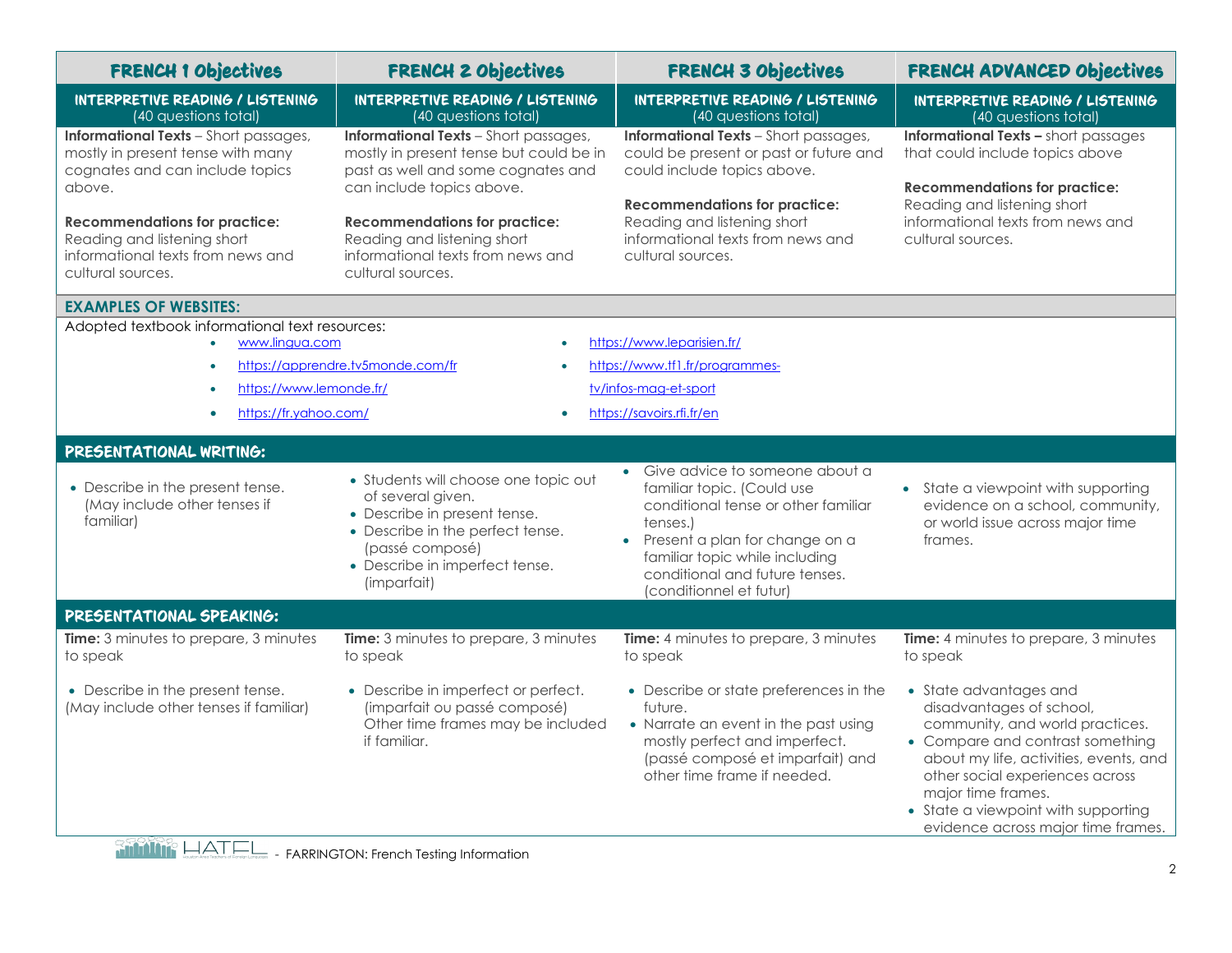| FRENCH 1 Objectives | FRENCH 2 Objectives | FRENCH 3 Objectives | FRENCH ADVANCED Objectives |
|---|---|---|---|
| **INTERPRETIVE READING / LISTENING** (40 questions total) | **INTERPRETIVE READING / LISTENING** (40 questions total) | **INTERPRETIVE READING / LISTENING** (40 questions total) | **INTERPRETIVE READING / LISTENING** (40 questions total) |
| **Informational Texts** – Short passages, mostly in present tense with many cognates and can include topics above.<br><br>**Recommendations for practice:** Reading and listening short informational texts from news and cultural sources. | **Informational Texts** – Short passages, mostly in present tense but could be in past as well and some cognates and can include topics above.<br><br>**Recommendations for practice:** Reading and listening short informational texts from news and cultural sources. | **Informational Texts** – Short passages, could be present or past or future and could include topics above.<br><br>**Recommendations for practice:** Reading and listening short informational texts from news and cultural sources. | **Informational Texts –** short passages that could include topics above<br><br>**Recommendations for practice:** Reading and listening short informational texts from news and cultural sources. |

**EXAMPLES OF WEBSITES:**

Adopted textbook informational text resources:

- www.lingua.com
- https://apprendre.tv5monde.com/fr
- https://www.lemonde.fr/
- https://fr.yahoo.com/
- https://www.leparisien.fr/
- https://www.tf1.fr/programmes-tv/infos-mag-et-sport
- https://savoirs.rfi.fr/en

| **PRESENTATIONAL WRITING:** | | | |
|---|---|---|---|
| • Describe in the present tense. (May include other tenses if familiar) | • Students will choose one topic out of several given.<br>• Describe in present tense.<br>• Describe in the perfect tense. (passé composé)<br>• Describe in imperfect tense. (imparfait) | • Give advice to someone about a familiar topic. (Could use conditional tense or other familiar tenses.)<br>• Present a plan for change on a familiar topic while including conditional and future tenses. (conditionnel et futur) | • State a viewpoint with supporting evidence on a school, community, or world issue across major time frames. |
| **PRESENTATIONAL SPEAKING:** | | | |
| **Time:** 3 minutes to prepare, 3 minutes to speak<br><br>• Describe in the present tense. (May include other tenses if familiar) | **Time:** 3 minutes to prepare, 3 minutes to speak<br><br>• Describe in imperfect or perfect. (imparfait ou passé composé) Other time frames may be included if familiar. | **Time:** 4 minutes to prepare, 3 minutes to speak<br><br>• Describe or state preferences in the future.<br>• Narrate an event in the past using mostly perfect and imperfect. (passé composé et imparfait) and other time frame if needed. | **Time:** 4 minutes to prepare, 3 minutes to speak<br><br>• State advantages and disadvantages of school, community, and world practices.<br>• Compare and contrast something about my life, activities, events, and other social experiences across major time frames.<br>• State a viewpoint with supporting evidence across major time frames. |

HATFL - FARRINGTON: French Testing Information